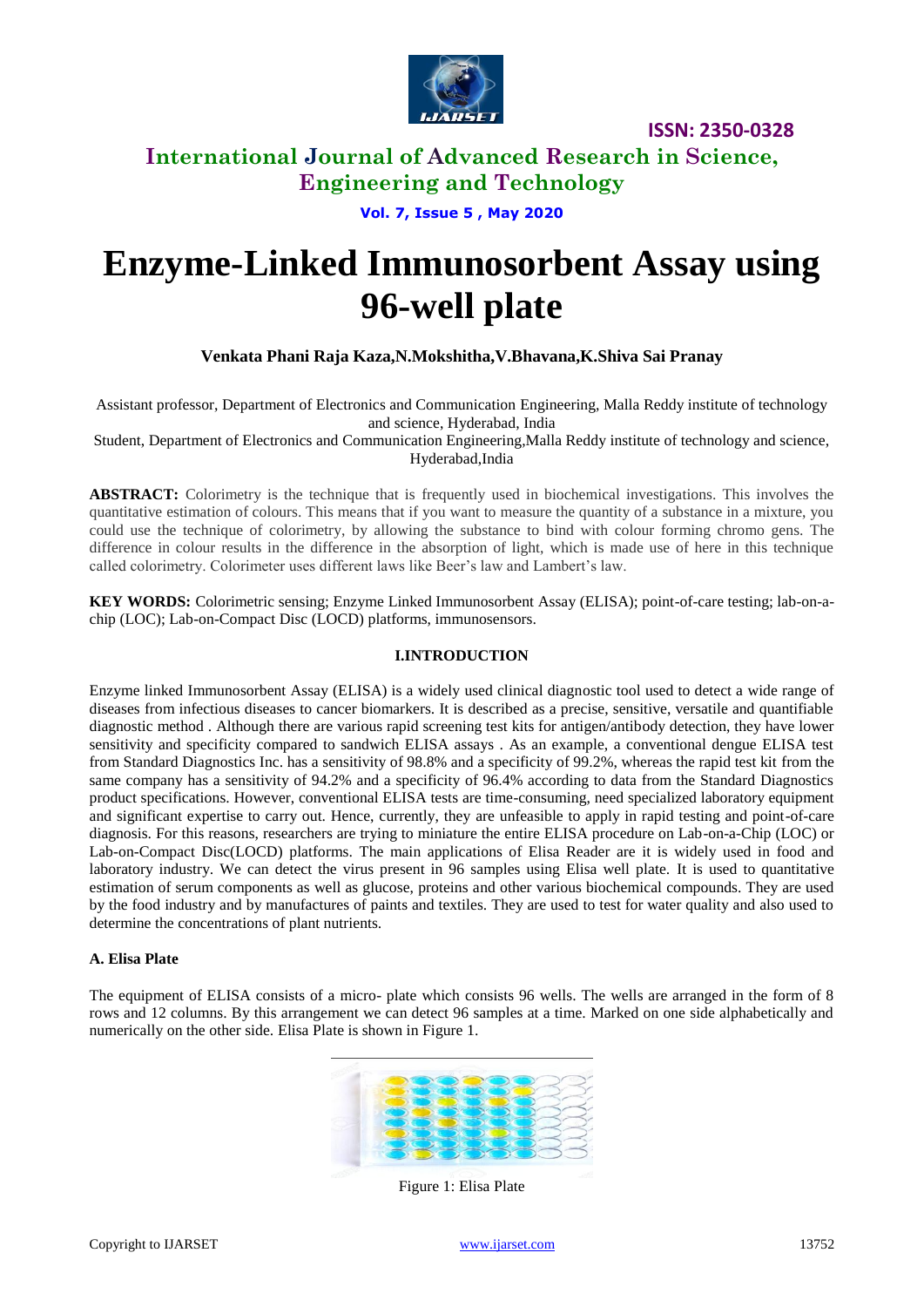# Enzyme-Linked Immunosorbent Assay using 96-well plate

**Venkata Phani Raja Kaza,N.Mokshitha,V.Bhavana,K.Shiva Sai Pranay**

Assistant professor, Department of Electronics and Communication Engineering, Malla Reddy institute of technology and science, Hyderabad, India

Student, Department of Electronics and Communication Engineering,Malla Reddy institute of technology and science, Hyderabad,India

**ABSTRACT:** Colorimetry is the technique that is frequently used in biochemical investigations. This involves the quantitative estimation of colours. This means that if you want to measure the quantity of a substance in a mixture, you could use the technique of colorimetry, by allowing the substance to bind with colour forming chromo gens. The difference in colour results in the difference in the absorption of light, which is made use of here in this technique called colorimetry. Colorimeter uses different laws like Beer's law and Lambert's law.

**KEY WORDS:** Colorimetric sensing; Enzyme Linked Immunosorbent Assay (ELISA); point-of-care testing; lab-on-a-chip (LOC); Lab-on-Compact Disc (LOCD) platforms, immunosensors.

## I.INTRODUCTION

Enzyme linked Immunosorbent Assay (ELISA) is a widely used clinical diagnostic tool used to detect a wide range of diseases from infectious diseases to cancer biomarkers. It is described as a precise, sensitive, versatile and quantifiable diagnostic method . Although there are various rapid screening test kits for antigen/antibody detection, they have lower sensitivity and specificity compared to sandwich ELISA assays . As an example, a conventional dengue ELISA test from Standard Diagnostics Inc. has a sensitivity of 98.8% and a specificity of 99.2%, whereas the rapid test kit from the same company has a sensitivity of 94.2% and a specificity of 96.4% according to data from the Standard Diagnostics product specifications. However, conventional ELISA tests are time-consuming, need specialized laboratory equipment and significant expertise to carry out. Hence, currently, they are unfeasible to apply in rapid testing and point-of-care diagnosis. For this reasons, researchers are trying to miniature the entire ELISA procedure on Lab-on-a-Chip (LOC) or Lab-on-Compact Disc(LOCD) platforms. The main applications of Elisa Reader are it is widely used in food and laboratory industry. We can detect the virus present in 96 samples using Elisa well plate. It is used to quantitative estimation of serum components as well as glucose, proteins and other various biochemical compounds. They are used by the food industry and by manufactures of paints and textiles. They are used to test for water quality and also used to determine the concentrations of plant nutrients.

### A. Elisa Plate

The equipment of ELISA consists of a micro- plate which consists 96 wells. The wells are arranged in the form of 8 rows and 12 columns. By this arrangement we can detect 96 samples at a time. Marked on one side alphabetically and numerically on the other side. Elisa Plate is shown in Figure 1.

Figure 1: Elisa Plate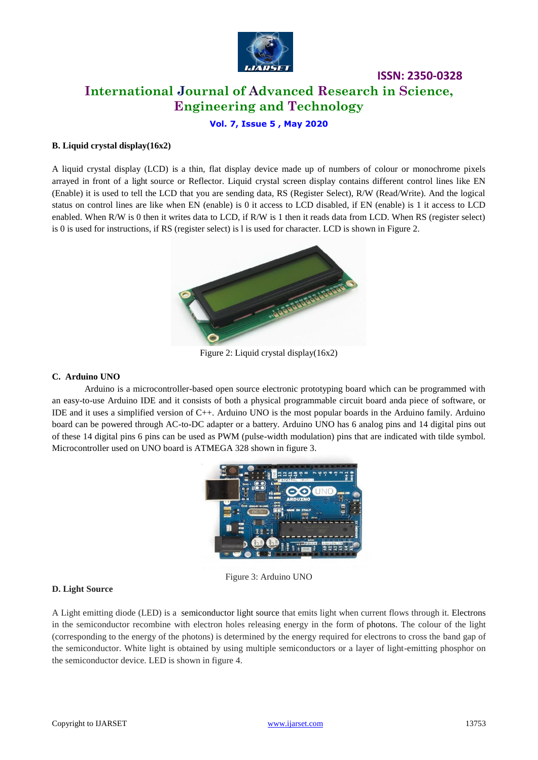### B. Liquid crystal display(16x2)

A liquid crystal display (LCD) is a thin, flat display device made up of numbers of colour or monochrome pixels arrayed in front of a light source or Reflector. Liquid crystal screen display contains different control lines like EN (Enable) it is used to tell the LCD that you are sending data, RS (Register Select), R/W (Read/Write). And the logical status on control lines are like when EN (enable) is 0 it access to LCD disabled, if EN (enable) is 1 it access to LCD enabled. When R/W is 0 then it writes data to LCD, if R/W is 1 then it reads data from LCD. When RS (register select) is 0 is used for instructions, if RS (register select) is l is used for character. LCD is shown in Figure 2.

Figure 2: Liquid crystal display(16x2)

### C. Arduino UNO

Arduino is a microcontroller-based open source electronic prototyping board which can be programmed with an easy-to-use Arduino IDE and it consists of both a physical programmable circuit board anda piece of software, or IDE and it uses a simplified version of C++. Arduino UNO is the most popular boards in the Arduino family. Arduino board can be powered through AC-to-DC adapter or a battery. Arduino UNO has 6 analog pins and 14 digital pins out of these 14 digital pins 6 pins can be used as PWM (pulse-width modulation) pins that are indicated with tilde symbol. Microcontroller used on UNO board is ATMEGA 328 shown in figure 3.

Figure 3: Arduino UNO

### D. Light Source

A Light emitting diode (LED) is a semiconductor light source that emits light when current flows through it. Electrons in the semiconductor recombine with electron holes releasing energy in the form of photons. The colour of the light (corresponding to the energy of the photons) is determined by the energy required for electrons to cross the band gap of the semiconductor. White light is obtained by using multiple semiconductors or a layer of light-emitting phosphor on the semiconductor device. LED is shown in figure 4.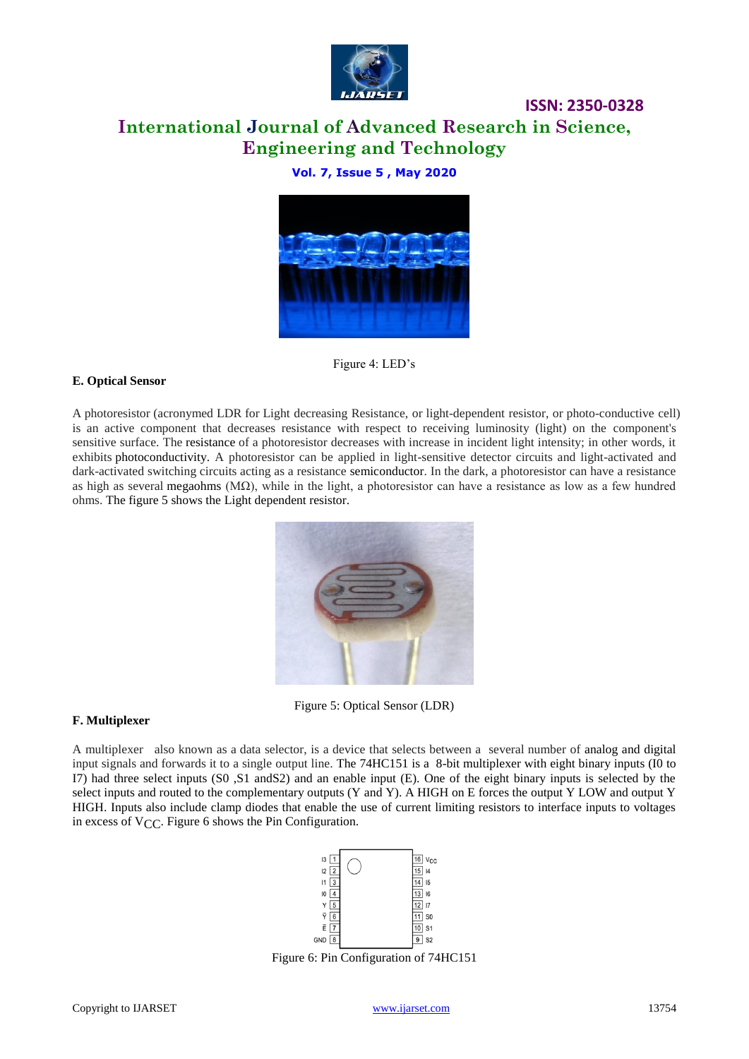Figure 4: LED's

### E. Optical Sensor

A photoresistor (acronymed LDR for Light decreasing Resistance, or light-dependent resistor, or photo-conductive cell) is an active component that decreases resistance with respect to receiving luminosity (light) on the component's sensitive surface. The resistance of a photoresistor decreases with increase in incident light intensity; in other words, it exhibits photoconductivity. A photoresistor can be applied in light-sensitive detector circuits and light-activated and dark-activated switching circuits acting as a resistance semiconductor. In the dark, a photoresistor can have a resistance as high as several megaohms (MΩ), while in the light, a photoresistor can have a resistance as low as a few hundred ohms. The figure 5 shows the Light dependent resistor.

Figure 5: Optical Sensor (LDR)

### F. Multiplexer

A multiplexer also known as a data selector, is a device that selects between a several number of analog and digital input signals and forwards it to a single output line. The 74HC151 is a 8-bit multiplexer with eight binary inputs (I0 to I7) had three select inputs (S0 ,S1 andS2) and an enable input (E). One of the eight binary inputs is selected by the select inputs and routed to the complementary outputs (Y and Y). A HIGH on E forces the output Y LOW and output Y HIGH. Inputs also include clamp diodes that enable the use of current limiting resistors to interface inputs to voltages in excess of $V_{CC}$. Figure 6 shows the Pin Configuration.

Figure 6: Pin Configuration of 74HC151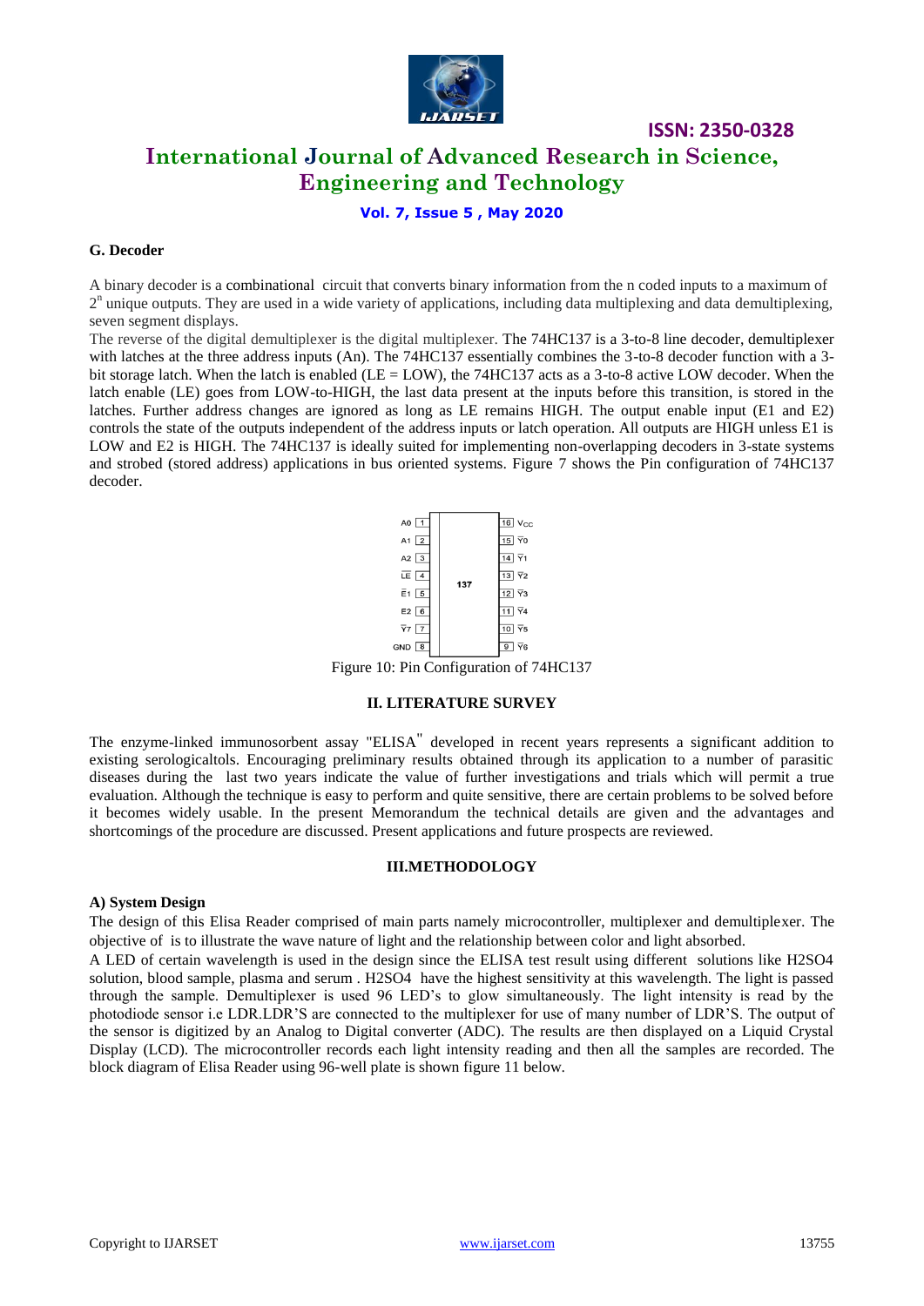### G. Decoder

A binary decoder is a combinational circuit that converts binary information from the n coded inputs to a maximum of $2^n$ unique outputs. They are used in a wide variety of applications, including data multiplexing and data demultiplexing, seven segment displays.

The reverse of the digital demultiplexer is the digital multiplexer. The 74HC137 is a 3-to-8 line decoder, demultiplexer with latches at the three address inputs (An). The 74HC137 essentially combines the 3-to-8 decoder function with a 3-bit storage latch. When the latch is enabled (LE = LOW), the 74HC137 acts as a 3-to-8 active LOW decoder. When the latch enable (LE) goes from LOW-to-HIGH, the last data present at the inputs before this transition, is stored in the latches. Further address changes are ignored as long as LE remains HIGH. The output enable input (E1 and E2) controls the state of the outputs independent of the address inputs or latch operation. All outputs are HIGH unless E1 is LOW and E2 is HIGH. The 74HC137 is ideally suited for implementing non-overlapping decoders in 3-state systems and strobed (stored address) applications in bus oriented systems. Figure 7 shows the Pin configuration of 74HC137 decoder.

| Pin | Name | Pin | Name |
|---|---|---|---|
| 1 | A0 | 16 | $V_{CC}$ |
| 2 | A1 | 15 | $\overline{Y0}$ |
| 3 | A2 | 14 | $\overline{Y1}$ |
| 4 | $\overline{LE}$ | 13 | $\overline{Y2}$ |
| 5 | $\overline{E1}$ | 12 | $\overline{Y3}$ |
| 6 | E2 | 11 | $\overline{Y4}$ |
| 7 | $\overline{Y7}$ | 10 | $\overline{Y5}$ |
| 8 | GND | 9 | $\overline{Y6}$ |

Figure 10: Pin Configuration of 74HC137

## II. LITERATURE SURVEY

The enzyme-linked immunosorbent assay "ELISA" developed in recent years represents a significant addition to existing serologicaltols. Encouraging preliminary results obtained through its application to a number of parasitic diseases during the last two years indicate the value of further investigations and trials which will permit a true evaluation. Although the technique is easy to perform and quite sensitive, there are certain problems to be solved before it becomes widely usable. In the present Memorandum the technical details are given and the advantages and shortcomings of the procedure are discussed. Present applications and future prospects are reviewed.

## III.METHODOLOGY

### A) System Design

The design of this Elisa Reader comprised of main parts namely microcontroller, multiplexer and demultiplexer. The objective of is to illustrate the wave nature of light and the relationship between color and light absorbed.

A LED of certain wavelength is used in the design since the ELISA test result using different solutions like $H_2SO_4$ solution, blood sample, plasma and serum . $H_2SO_4$ have the highest sensitivity at this wavelength. The light is passed through the sample. Demultiplexer is used 96 LED's to glow simultaneously. The light intensity is read by the photodiode sensor i.e LDR.LDR'S are connected to the multiplexer for use of many number of LDR'S. The output of the sensor is digitized by an Analog to Digital converter (ADC). The results are then displayed on a Liquid Crystal Display (LCD). The microcontroller records each light intensity reading and then all the samples are recorded. The block diagram of Elisa Reader using 96-well plate is shown figure 11 below.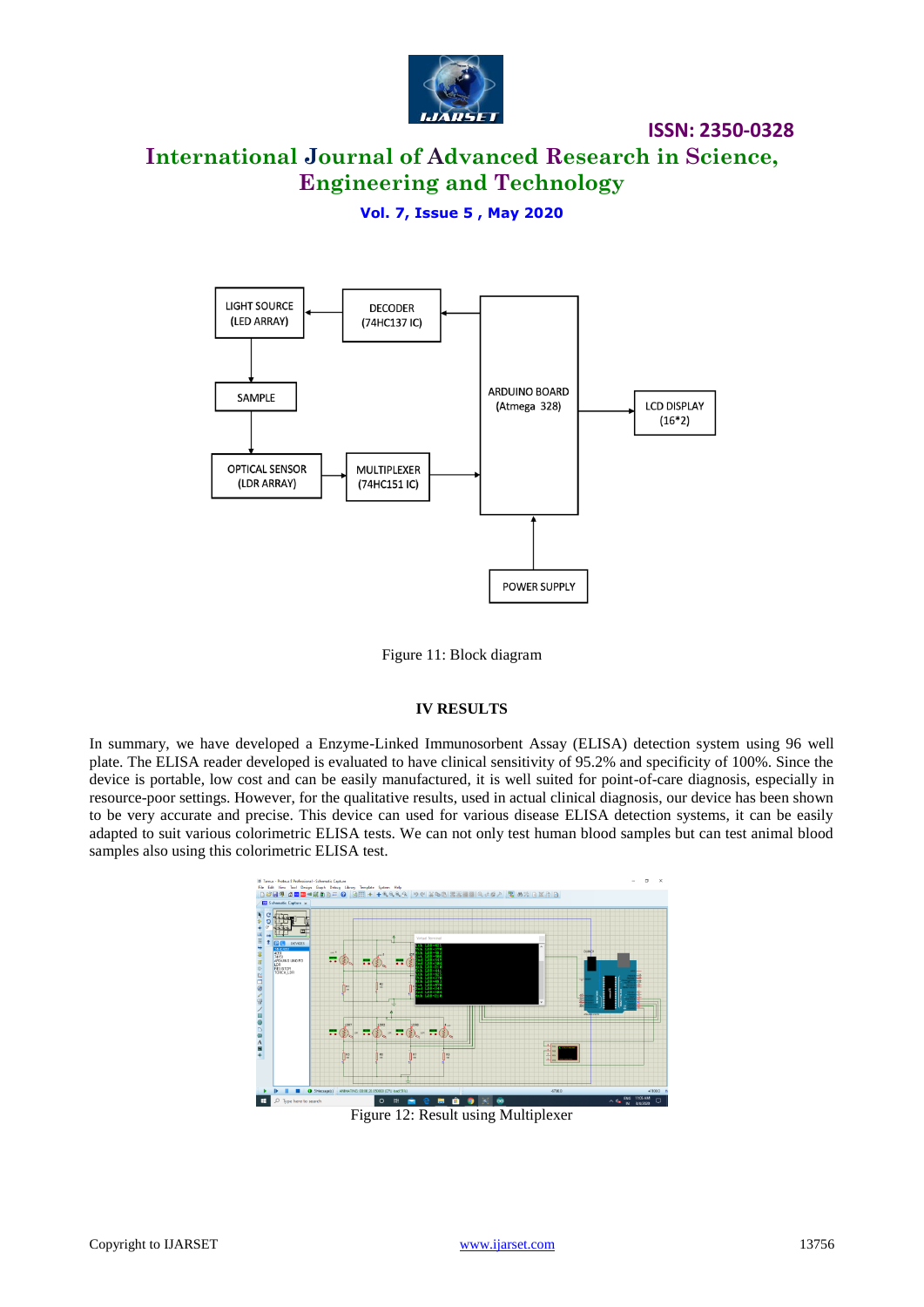Figure 11: Block diagram

## IV RESULTS

In summary, we have developed a Enzyme-Linked Immunosorbent Assay (ELISA) detection system using 96 well plate. The ELISA reader developed is evaluated to have clinical sensitivity of 95.2% and specificity of 100%. Since the device is portable, low cost and can be easily manufactured, it is well suited for point-of-care diagnosis, especially in resource-poor settings. However, for the qualitative results, used in actual clinical diagnosis, our device has been shown to be very accurate and precise. This device can used for various disease ELISA detection systems, it can be easily adapted to suit various colorimetric ELISA tests. We can not only test human blood samples but can test animal blood samples also using this colorimetric ELISA test.

Figure 12: Result using Multiplexer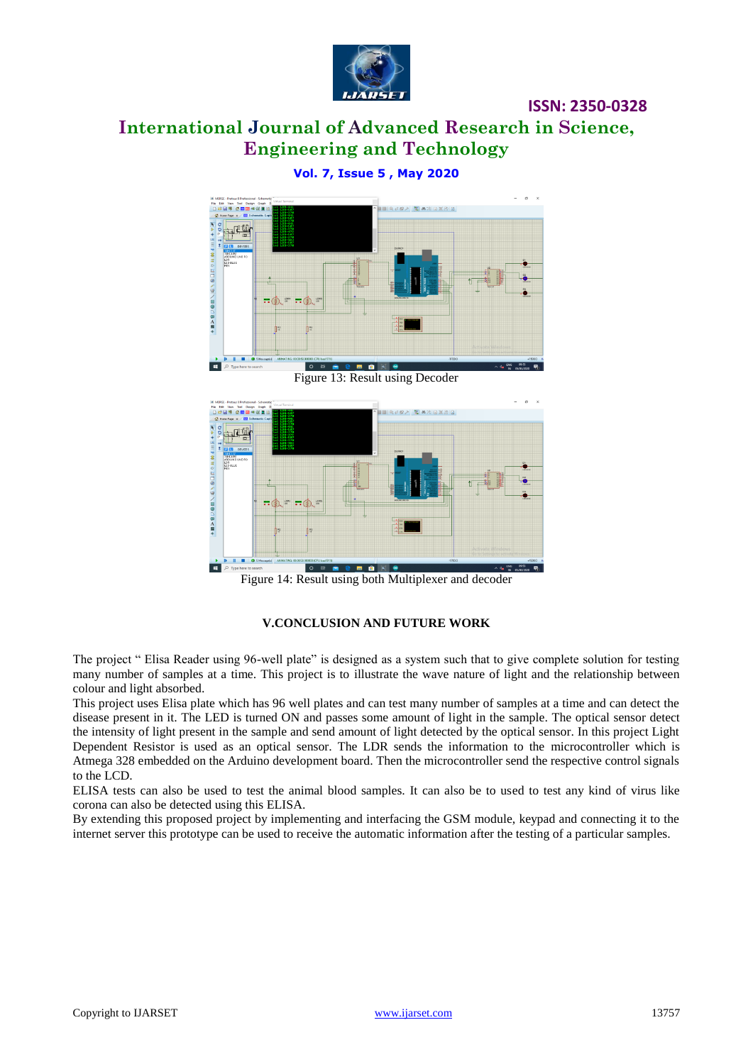Figure 13: Result using Decoder

Figure 14: Result using both Multiplexer and decoder

## V.CONCLUSION AND FUTURE WORK

The project " Elisa Reader using 96-well plate" is designed as a system such that to give complete solution for testing many number of samples at a time. This project is to illustrate the wave nature of light and the relationship between colour and light absorbed.

This project uses Elisa plate which has 96 well plates and can test many number of samples at a time and can detect the disease present in it. The LED is turned ON and passes some amount of light in the sample. The optical sensor detect the intensity of light present in the sample and send amount of light detected by the optical sensor. In this project Light Dependent Resistor is used as an optical sensor. The LDR sends the information to the microcontroller which is Atmega 328 embedded on the Arduino development board. Then the microcontroller send the respective control signals to the LCD.

ELISA tests can also be used to test the animal blood samples. It can also be to used to test any kind of virus like corona can also be detected using this ELISA.

By extending this proposed project by implementing and interfacing the GSM module, keypad and connecting it to the internet server this prototype can be used to receive the automatic information after the testing of a particular samples.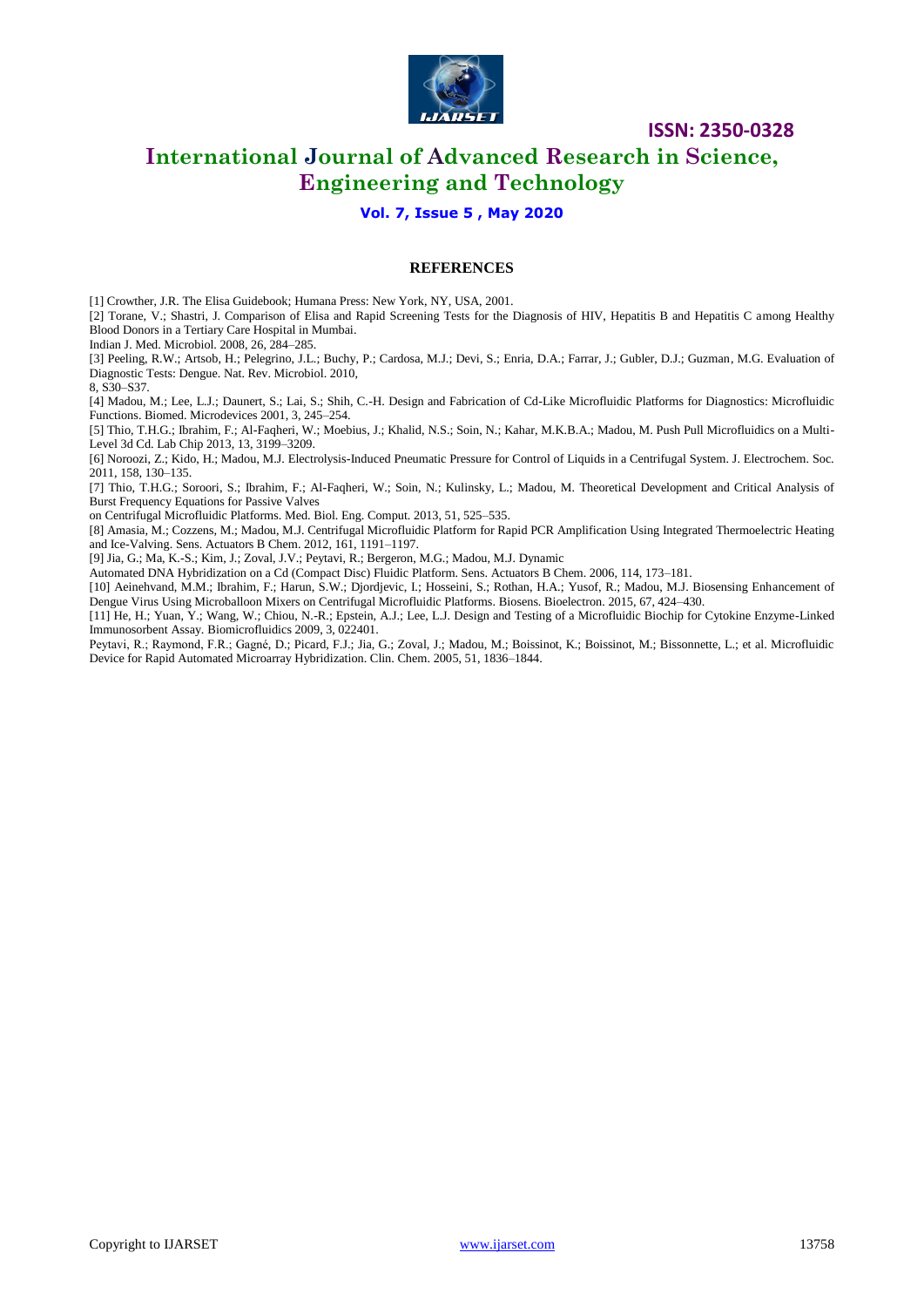## REFERENCES

[1] Crowther, J.R. The Elisa Guidebook; Humana Press: New York, NY, USA, 2001.

[2] Torane, V.; Shastri, J. Comparison of Elisa and Rapid Screening Tests for the Diagnosis of HIV, Hepatitis B and Hepatitis C among Healthy Blood Donors in a Tertiary Care Hospital in Mumbai.
Indian J. Med. Microbiol. 2008, 26, 284–285.

[3] Peeling, R.W.; Artsob, H.; Pelegrino, J.L.; Buchy, P.; Cardosa, M.J.; Devi, S.; Enria, D.A.; Farrar, J.; Gubler, D.J.; Guzman, M.G. Evaluation of Diagnostic Tests: Dengue. Nat. Rev. Microbiol. 2010,
8, S30–S37.

[4] Madou, M.; Lee, L.J.; Daunert, S.; Lai, S.; Shih, C.-H. Design and Fabrication of Cd-Like Microfluidic Platforms for Diagnostics: Microfluidic Functions. Biomed. Microdevices 2001, 3, 245–254.

[5] Thio, T.H.G.; Ibrahim, F.; Al-Faqheri, W.; Moebius, J.; Khalid, N.S.; Soin, N.; Kahar, M.K.B.A.; Madou, M. Push Pull Microfluidics on a Multi-Level 3d Cd. Lab Chip 2013, 13, 3199–3209.

[6] Noroozi, Z.; Kido, H.; Madou, M.J. Electrolysis-Induced Pneumatic Pressure for Control of Liquids in a Centrifugal System. J. Electrochem. Soc. 2011, 158, 130–135.

[7] Thio, T.H.G.; Soroori, S.; Ibrahim, F.; Al-Faqheri, W.; Soin, N.; Kulinsky, L.; Madou, M. Theoretical Development and Critical Analysis of Burst Frequency Equations for Passive Valves
on Centrifugal Microfluidic Platforms. Med. Biol. Eng. Comput. 2013, 51, 525–535.

[8] Amasia, M.; Cozzens, M.; Madou, M.J. Centrifugal Microfluidic Platform for Rapid PCR Amplification Using Integrated Thermoelectric Heating and Ice-Valving. Sens. Actuators B Chem. 2012, 161, 1191–1197.

[9] Jia, G.; Ma, K.-S.; Kim, J.; Zoval, J.V.; Peytavi, R.; Bergeron, M.G.; Madou, M.J. Dynamic
Automated DNA Hybridization on a Cd (Compact Disc) Fluidic Platform. Sens. Actuators B Chem. 2006, 114, 173–181.

[10] Aeinehvand, M.M.; Ibrahim, F.; Harun, S.W.; Djordjevic, I.; Hosseini, S.; Rothan, H.A.; Yusof, R.; Madou, M.J. Biosensing Enhancement of Dengue Virus Using Microballoon Mixers on Centrifugal Microfluidic Platforms. Biosens. Bioelectron. 2015, 67, 424–430.

[11] He, H.; Yuan, Y.; Wang, W.; Chiou, N.-R.; Epstein, A.J.; Lee, L.J. Design and Testing of a Microfluidic Biochip for Cytokine Enzyme-Linked Immunosorbent Assay. Biomicrofluidics 2009, 3, 022401.

Peytavi, R.; Raymond, F.R.; Gagné, D.; Picard, F.J.; Jia, G.; Zoval, J.; Madou, M.; Boissinot, K.; Boissinot, M.; Bissonnette, L.; et al. Microfluidic Device for Rapid Automated Microarray Hybridization. Clin. Chem. 2005, 51, 1836–1844.